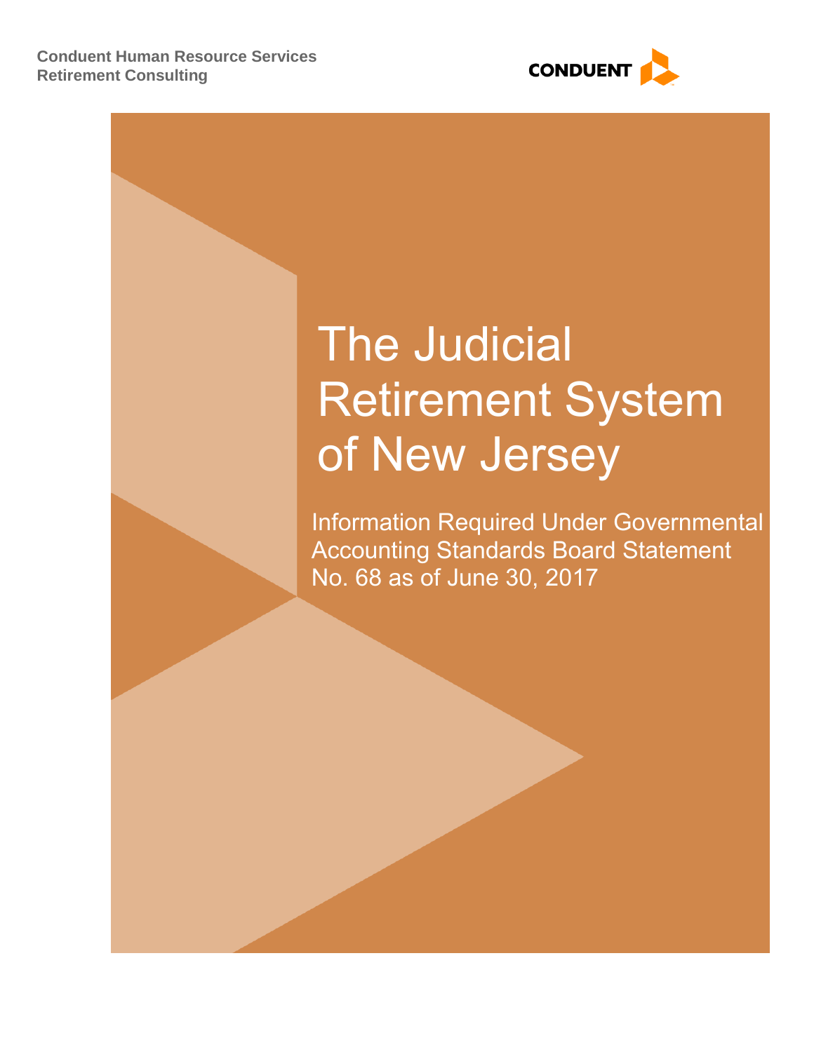**Conduent Human Resource Services**
**Retirement Consulting**

CONDUENT

# The Judicial Retirement System of New Jersey

Information Required Under Governmental Accounting Standards Board Statement No. 68 as of June 30, 2017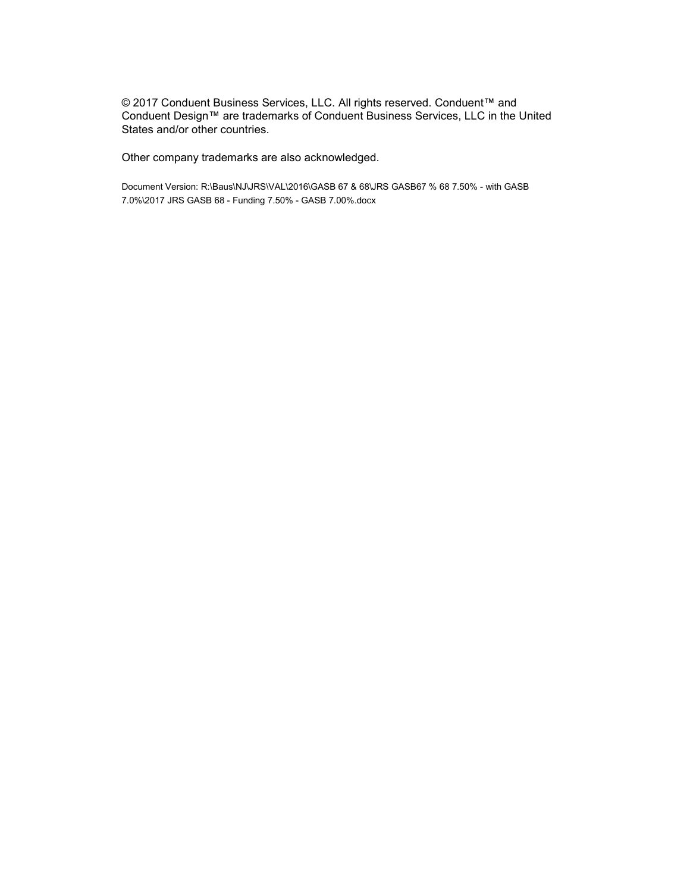© 2017 Conduent Business Services, LLC. All rights reserved. Conduent™ and Conduent Design™ are trademarks of Conduent Business Services, LLC in the United States and/or other countries.

Other company trademarks are also acknowledged.

Document Version: R:\Baus\NJ\JRS\VAL\2016\GASB 67 & 68\JRS GASB67 % 68 7.50% - with GASB 7.0%\2017 JRS GASB 68 - Funding 7.50% - GASB 7.00%.docx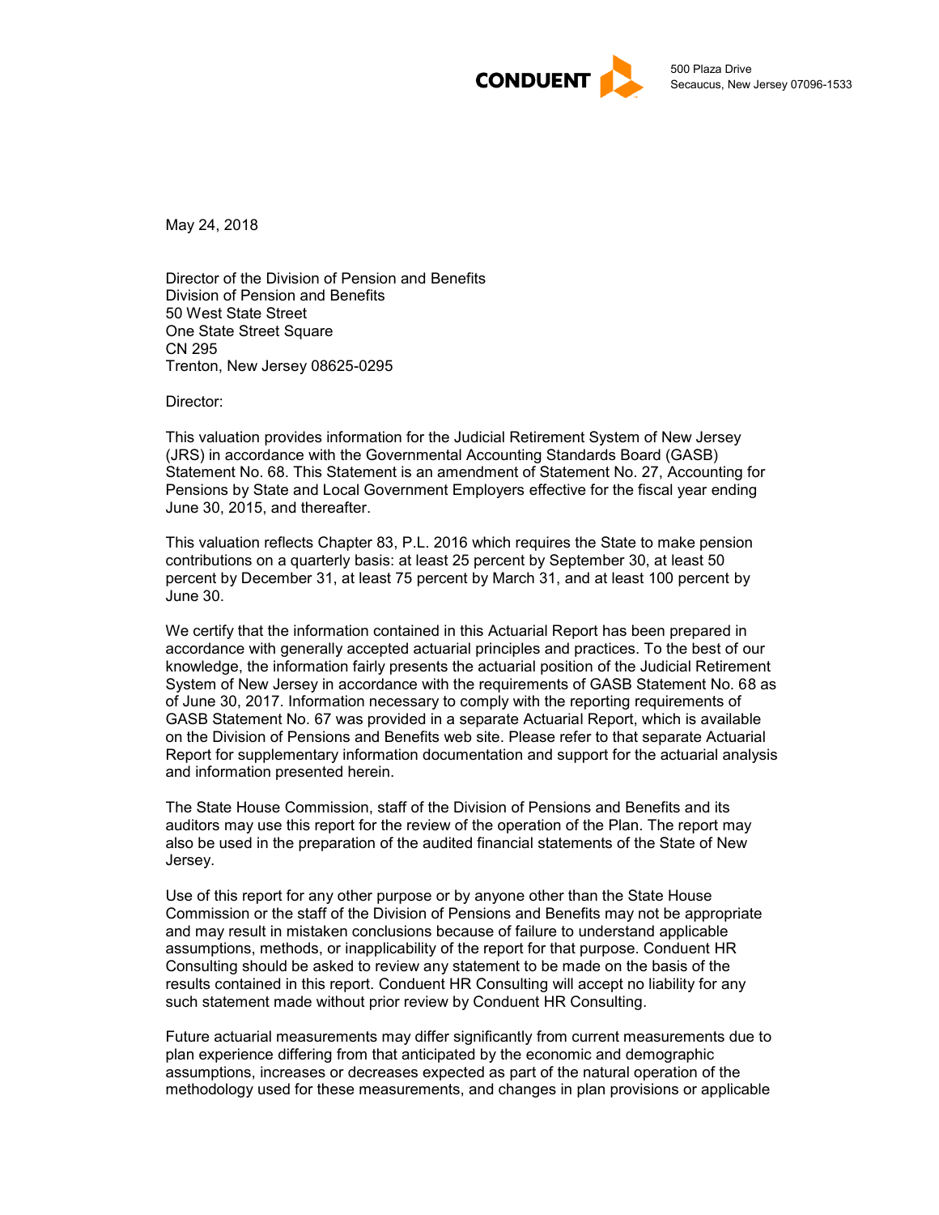CONDUENT

500 Plaza Drive
Secaucus, New Jersey 07096-1533

May 24, 2018

Director of the Division of Pension and Benefits
Division of Pension and Benefits
50 West State Street
One State Street Square
CN 295
Trenton, New Jersey 08625-0295

Director:

This valuation provides information for the Judicial Retirement System of New Jersey (JRS) in accordance with the Governmental Accounting Standards Board (GASB) Statement No. 68. This Statement is an amendment of Statement No. 27, Accounting for Pensions by State and Local Government Employers effective for the fiscal year ending June 30, 2015, and thereafter.

This valuation reflects Chapter 83, P.L. 2016 which requires the State to make pension contributions on a quarterly basis: at least 25 percent by September 30, at least 50 percent by December 31, at least 75 percent by March 31, and at least 100 percent by June 30.

We certify that the information contained in this Actuarial Report has been prepared in accordance with generally accepted actuarial principles and practices. To the best of our knowledge, the information fairly presents the actuarial position of the Judicial Retirement System of New Jersey in accordance with the requirements of GASB Statement No. 68 as of June 30, 2017. Information necessary to comply with the reporting requirements of GASB Statement No. 67 was provided in a separate Actuarial Report, which is available on the Division of Pensions and Benefits web site. Please refer to that separate Actuarial Report for supplementary information documentation and support for the actuarial analysis and information presented herein.

The State House Commission, staff of the Division of Pensions and Benefits and its auditors may use this report for the review of the operation of the Plan. The report may also be used in the preparation of the audited financial statements of the State of New Jersey.

Use of this report for any other purpose or by anyone other than the State House Commission or the staff of the Division of Pensions and Benefits may not be appropriate and may result in mistaken conclusions because of failure to understand applicable assumptions, methods, or inapplicability of the report for that purpose. Conduent HR Consulting should be asked to review any statement to be made on the basis of the results contained in this report. Conduent HR Consulting will accept no liability for any such statement made without prior review by Conduent HR Consulting.

Future actuarial measurements may differ significantly from current measurements due to plan experience differing from that anticipated by the economic and demographic assumptions, increases or decreases expected as part of the natural operation of the methodology used for these measurements, and changes in plan provisions or applicable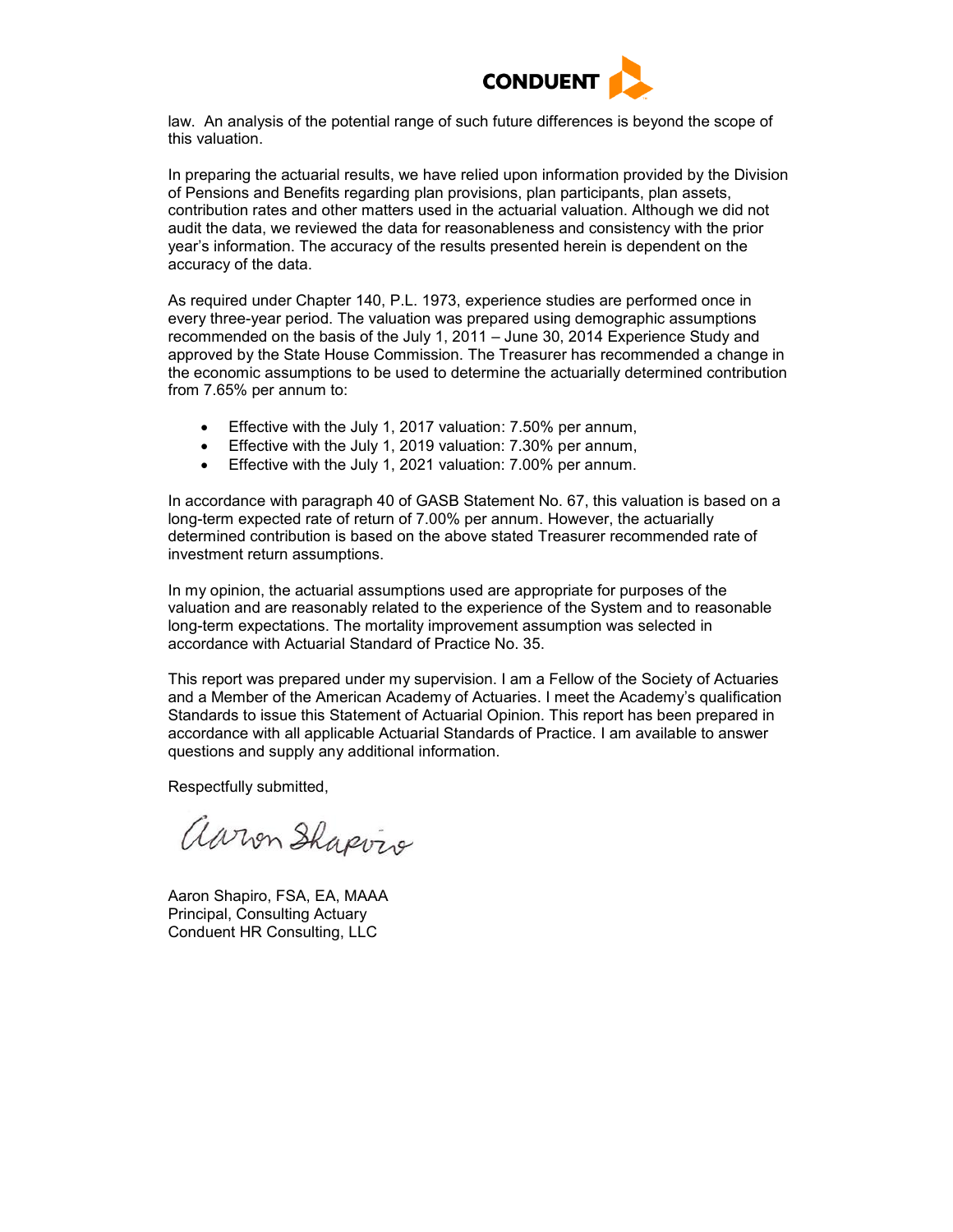law. An analysis of the potential range of such future differences is beyond the scope of this valuation.

In preparing the actuarial results, we have relied upon information provided by the Division of Pensions and Benefits regarding plan provisions, plan participants, plan assets, contribution rates and other matters used in the actuarial valuation. Although we did not audit the data, we reviewed the data for reasonableness and consistency with the prior year's information. The accuracy of the results presented herein is dependent on the accuracy of the data.

As required under Chapter 140, P.L. 1973, experience studies are performed once in every three-year period. The valuation was prepared using demographic assumptions recommended on the basis of the July 1, 2011 – June 30, 2014 Experience Study and approved by the State House Commission. The Treasurer has recommended a change in the economic assumptions to be used to determine the actuarially determined contribution from 7.65% per annum to:

- Effective with the July 1, 2017 valuation: 7.50% per annum,
- Effective with the July 1, 2019 valuation: 7.30% per annum,
- Effective with the July 1, 2021 valuation: 7.00% per annum.

In accordance with paragraph 40 of GASB Statement No. 67, this valuation is based on a long-term expected rate of return of 7.00% per annum. However, the actuarially determined contribution is based on the above stated Treasurer recommended rate of investment return assumptions.

In my opinion, the actuarial assumptions used are appropriate for purposes of the valuation and are reasonably related to the experience of the System and to reasonable long-term expectations. The mortality improvement assumption was selected in accordance with Actuarial Standard of Practice No. 35.

This report was prepared under my supervision. I am a Fellow of the Society of Actuaries and a Member of the American Academy of Actuaries. I meet the Academy's qualification Standards to issue this Statement of Actuarial Opinion. This report has been prepared in accordance with all applicable Actuarial Standards of Practice. I am available to answer questions and supply any additional information.

Respectfully submitted,

Aaron Shapiro, FSA, EA, MAAA
Principal, Consulting Actuary
Conduent HR Consulting, LLC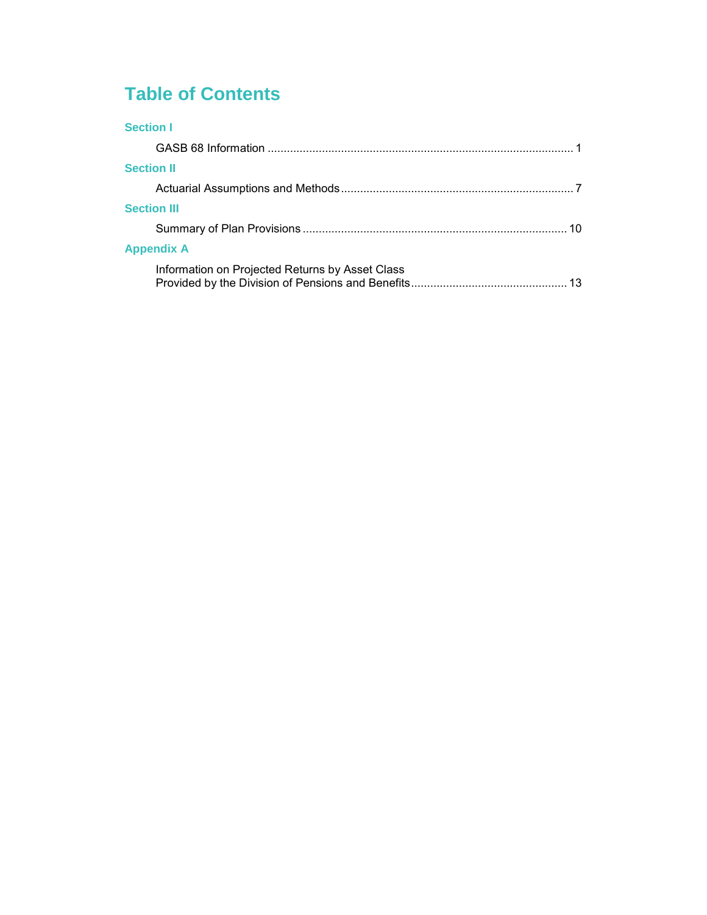# Table of Contents

### Section I

GASB 68 Information ........................................................................................ 1

### Section II

Actuarial Assumptions and Methods ........................................................................ 7

### Section III

Summary of Plan Provisions ................................................................................ 10

### Appendix A

Information on Projected Returns by Asset Class
Provided by the Division of Pensions and Benefits ................................................ 13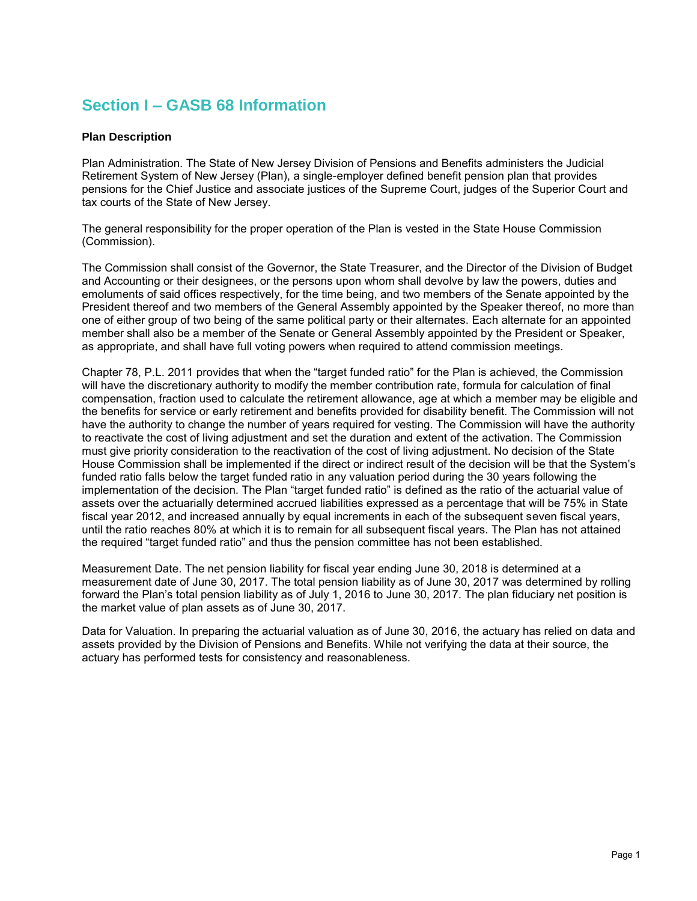# Section I – GASB 68 Information

**Plan Description**

Plan Administration. The State of New Jersey Division of Pensions and Benefits administers the Judicial Retirement System of New Jersey (Plan), a single-employer defined benefit pension plan that provides pensions for the Chief Justice and associate justices of the Supreme Court, judges of the Superior Court and tax courts of the State of New Jersey.

The general responsibility for the proper operation of the Plan is vested in the State House Commission (Commission).

The Commission shall consist of the Governor, the State Treasurer, and the Director of the Division of Budget and Accounting or their designees, or the persons upon whom shall devolve by law the powers, duties and emoluments of said offices respectively, for the time being, and two members of the Senate appointed by the President thereof and two members of the General Assembly appointed by the Speaker thereof, no more than one of either group of two being of the same political party or their alternates. Each alternate for an appointed member shall also be a member of the Senate or General Assembly appointed by the President or Speaker, as appropriate, and shall have full voting powers when required to attend commission meetings.

Chapter 78, P.L. 2011 provides that when the "target funded ratio" for the Plan is achieved, the Commission will have the discretionary authority to modify the member contribution rate, formula for calculation of final compensation, fraction used to calculate the retirement allowance, age at which a member may be eligible and the benefits for service or early retirement and benefits provided for disability benefit. The Commission will not have the authority to change the number of years required for vesting. The Commission will have the authority to reactivate the cost of living adjustment and set the duration and extent of the activation. The Commission must give priority consideration to the reactivation of the cost of living adjustment. No decision of the State House Commission shall be implemented if the direct or indirect result of the decision will be that the System's funded ratio falls below the target funded ratio in any valuation period during the 30 years following the implementation of the decision. The Plan "target funded ratio" is defined as the ratio of the actuarial value of assets over the actuarially determined accrued liabilities expressed as a percentage that will be 75% in State fiscal year 2012, and increased annually by equal increments in each of the subsequent seven fiscal years, until the ratio reaches 80% at which it is to remain for all subsequent fiscal years. The Plan has not attained the required "target funded ratio" and thus the pension committee has not been established.

Measurement Date. The net pension liability for fiscal year ending June 30, 2018 is determined at a measurement date of June 30, 2017. The total pension liability as of June 30, 2017 was determined by rolling forward the Plan's total pension liability as of July 1, 2016 to June 30, 2017. The plan fiduciary net position is the market value of plan assets as of June 30, 2017.

Data for Valuation. In preparing the actuarial valuation as of June 30, 2016, the actuary has relied on data and assets provided by the Division of Pensions and Benefits. While not verifying the data at their source, the actuary has performed tests for consistency and reasonableness.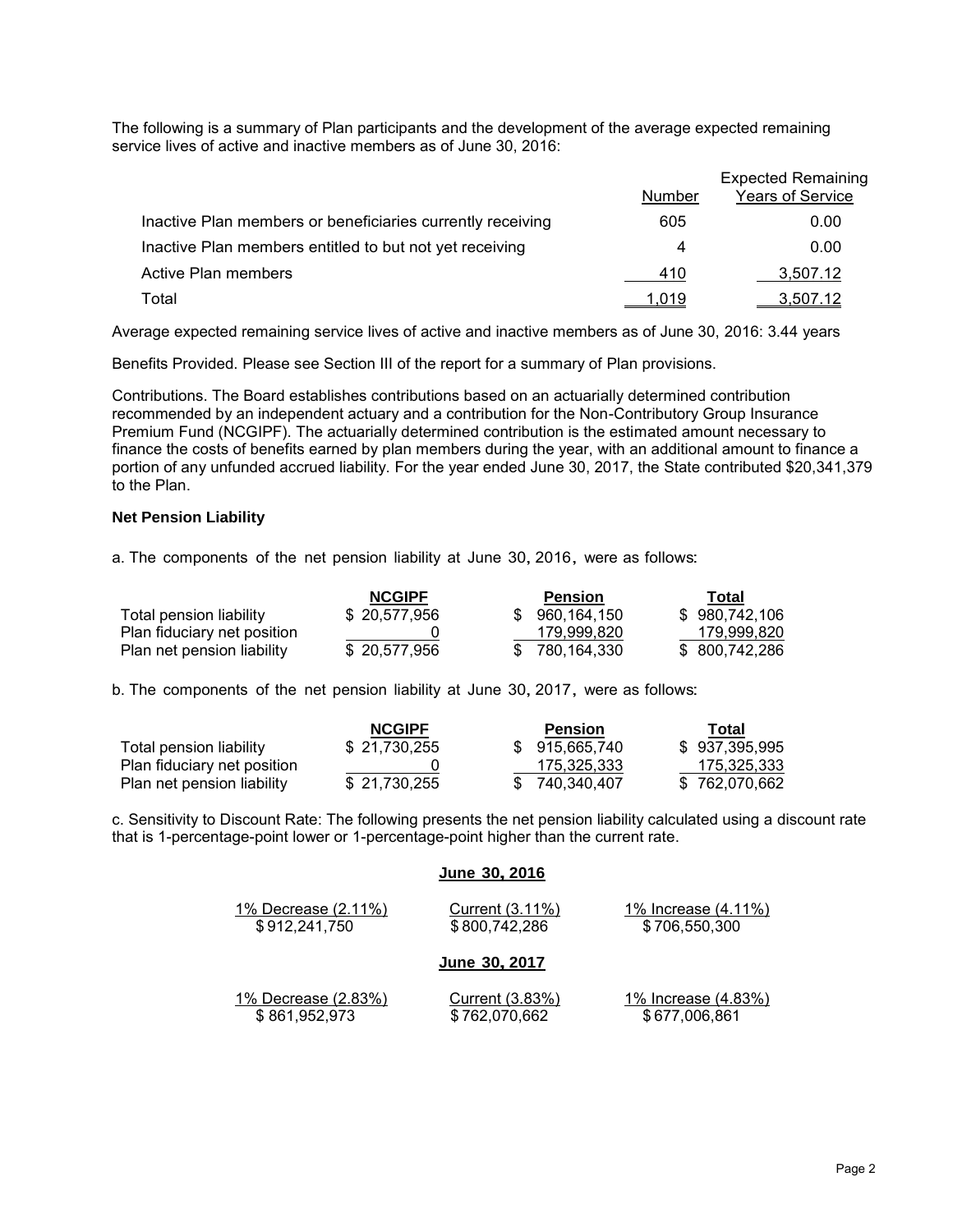The following is a summary of Plan participants and the development of the average expected remaining service lives of active and inactive members as of June 30, 2016:

| | Number | Expected Remaining Years of Service |
|---|---|---|
| Inactive Plan members or beneficiaries currently receiving | 605 | 0.00 |
| Inactive Plan members entitled to but not yet receiving | 4 | 0.00 |
| Active Plan members | 410 | 3,507.12 |
| Total | 1,019 | 3,507.12 |

Average expected remaining service lives of active and inactive members as of June 30, 2016: 3.44 years

Benefits Provided. Please see Section III of the report for a summary of Plan provisions.

Contributions. The Board establishes contributions based on an actuarially determined contribution recommended by an independent actuary and a contribution for the Non-Contributory Group Insurance Premium Fund (NCGIPF). The actuarially determined contribution is the estimated amount necessary to finance the costs of benefits earned by plan members during the year, with an additional amount to finance a portion of any unfunded accrued liability. For the year ended June 30, 2017, the State contributed $20,341,379 to the Plan.

**Net Pension Liability**

a. The components of the net pension liability at June 30, 2016, were as follows:

| | NCGIPF | Pension | Total |
|---|---|---|---|
| Total pension liability | $ 20,577,956 | $ 960,164,150 | $ 980,742,106 |
| Plan fiduciary net position | 0 | 179,999,820 | 179,999,820 |
| Plan net pension liability | $ 20,577,956 | $ 780,164,330 | $ 800,742,286 |

b. The components of the net pension liability at June 30, 2017, were as follows:

| | NCGIPF | Pension | Total |
|---|---|---|---|
| Total pension liability | $ 21,730,255 | $ 915,665,740 | $ 937,395,995 |
| Plan fiduciary net position | 0 | 175,325,333 | 175,325,333 |
| Plan net pension liability | $ 21,730,255 | $ 740,340,407 | $ 762,070,662 |

c. Sensitivity to Discount Rate: The following presents the net pension liability calculated using a discount rate that is 1-percentage-point lower or 1-percentage-point higher than the current rate.

**June 30, 2016**

| 1% Decrease (2.11%) | Current (3.11%) | 1% Increase (4.11%) |
|---|---|---|
| $ 912,241,750 | $ 800,742,286 | $ 706,550,300 |

**June 30, 2017**

| 1% Decrease (2.83%) | Current (3.83%) | 1% Increase (4.83%) |
|---|---|---|
| $ 861,952,973 | $ 762,070,662 | $ 677,006,861 |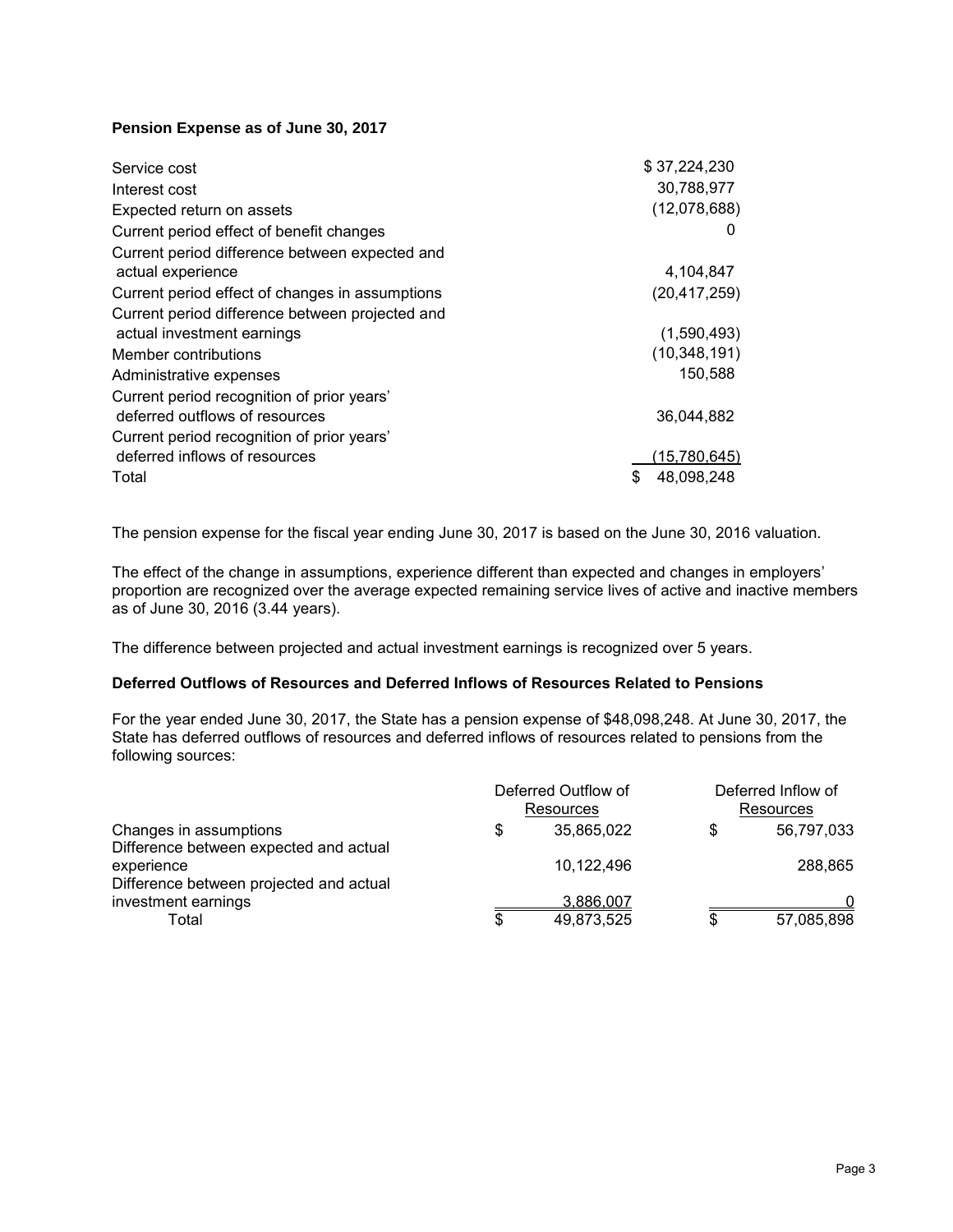**Pension Expense as of June 30, 2017**

| | |
|---|---|
| Service cost | $ 37,224,230 |
| Interest cost | 30,788,977 |
| Expected return on assets | (12,078,688) |
| Current period effect of benefit changes | 0 |
| Current period difference between expected and actual experience | 4,104,847 |
| Current period effect of changes in assumptions | (20,417,259) |
| Current period difference between projected and actual investment earnings | (1,590,493) |
| Member contributions | (10,348,191) |
| Administrative expenses | 150,588 |
| Current period recognition of prior years' deferred outflows of resources | 36,044,882 |
| Current period recognition of prior years' deferred inflows of resources | (15,780,645) |
| Total | $ 48,098,248 |

The pension expense for the fiscal year ending June 30, 2017 is based on the June 30, 2016 valuation.

The effect of the change in assumptions, experience different than expected and changes in employers' proportion are recognized over the average expected remaining service lives of active and inactive members as of June 30, 2016 (3.44 years).

The difference between projected and actual investment earnings is recognized over 5 years.

**Deferred Outflows of Resources and Deferred Inflows of Resources Related to Pensions**

For the year ended June 30, 2017, the State has a pension expense of $48,098,248. At June 30, 2017, the State has deferred outflows of resources and deferred inflows of resources related to pensions from the following sources:

| | Deferred Outflow of Resources | Deferred Inflow of Resources |
|---|---|---|
| Changes in assumptions | $ 35,865,022 | $ 56,797,033 |
| Difference between expected and actual experience | 10,122,496 | 288,865 |
| Difference between projected and actual investment earnings | 3,886,007 | 0 |
| Total | $ 49,873,525 | $ 57,085,898 |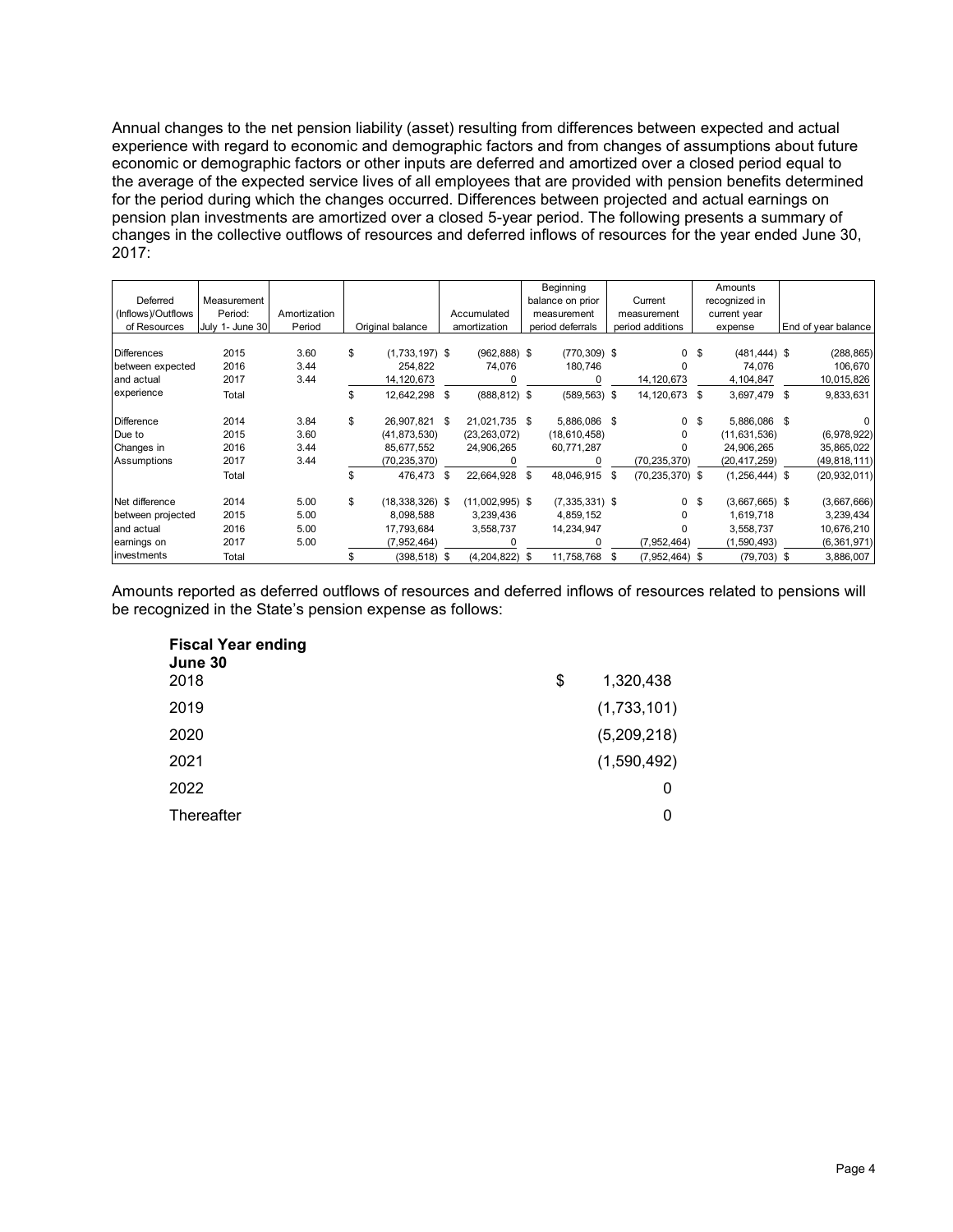Annual changes to the net pension liability (asset) resulting from differences between expected and actual experience with regard to economic and demographic factors and from changes of assumptions about future economic or demographic factors or other inputs are deferred and amortized over a closed period equal to the average of the expected service lives of all employees that are provided with pension benefits determined for the period during which the changes occurred. Differences between projected and actual earnings on pension plan investments are amortized over a closed 5-year period. The following presents a summary of changes in the collective outflows of resources and deferred inflows of resources for the year ended June 30, 2017:

| Deferred (Inflows)/Outflows of Resources | Measurement Period: July 1- June 30 | Amortization Period | Original balance | Accumulated amortization | Beginning balance on prior measurement period deferrals | Current measurement period additions | Amounts recognized in current year expense | End of year balance |
|---|---|---|---|---|---|---|---|---|
| Differences between expected and actual experience | 2015 | 3.60 | $ (1,733,197) | $ (962,888) | $ (770,309) | $ 0 | $ (481,444) | $ (288,865) |
| | 2016 | 3.44 | 254,822 | 74,076 | 180,746 | 0 | 74,076 | 106,670 |
| | 2017 | 3.44 | 14,120,673 | 0 | 0 | 14,120,673 | 4,104,847 | 10,015,826 |
| | Total | | $ 12,642,298 | $ (888,812) | $ (589,563) | $ 14,120,673 | $ 3,697,479 | $ 9,833,631 |
| Difference Due to Changes in Assumptions | 2014 | 3.84 | $ 26,907,821 | $ 21,021,735 | $ 5,886,086 | $ 0 | $ 5,886,086 | $ 0 |
| | 2015 | 3.60 | (41,873,530) | (23,263,072) | (18,610,458) | 0 | (11,631,536) | (6,978,922) |
| | 2016 | 3.44 | 85,677,552 | 24,906,265 | 60,771,287 | 0 | 24,906,265 | 35,865,022 |
| | 2017 | 3.44 | (70,235,370) | 0 | 0 | (70,235,370) | (20,417,259) | (49,818,111) |
| | Total | | $ 476,473 | $ 22,664,928 | $ 48,046,915 | $ (70,235,370) | $ (1,256,444) | $ (20,932,011) |
| Net difference between projected and actual earnings on investments | 2014 | 5.00 | $ (18,338,326) | $ (11,002,995) | $ (7,335,331) | $ 0 | $ (3,667,665) | $ (3,667,666) |
| | 2015 | 5.00 | 8,098,588 | 3,239,436 | 4,859,152 | 0 | 1,619,718 | 3,239,434 |
| | 2016 | 5.00 | 17,793,684 | 3,558,737 | 14,234,947 | 0 | 3,558,737 | 10,676,210 |
| | 2017 | 5.00 | (7,952,464) | 0 | 0 | (7,952,464) | (1,590,493) | (6,361,971) |
| | Total | | $ (398,518) | $ (4,204,822) | $ 11,758,768 | $ (7,952,464) | $ (79,703) | $ 3,886,007 |

Amounts reported as deferred outflows of resources and deferred inflows of resources related to pensions will be recognized in the State's pension expense as follows:

| **Fiscal Year ending June 30** | |
|---|---|
| 2018 | $ 1,320,438 |
| 2019 | (1,733,101) |
| 2020 | (5,209,218) |
| 2021 | (1,590,492) |
| 2022 | 0 |
| Thereafter | 0 |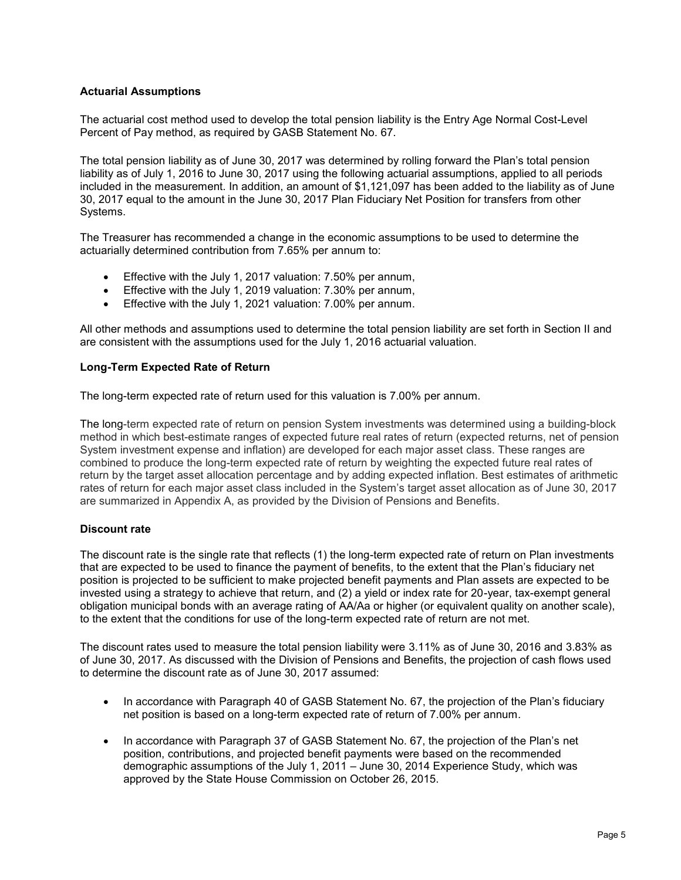### Actuarial Assumptions

The actuarial cost method used to develop the total pension liability is the Entry Age Normal Cost-Level Percent of Pay method, as required by GASB Statement No. 67.

The total pension liability as of June 30, 2017 was determined by rolling forward the Plan's total pension liability as of July 1, 2016 to June 30, 2017 using the following actuarial assumptions, applied to all periods included in the measurement. In addition, an amount of $1,121,097 has been added to the liability as of June 30, 2017 equal to the amount in the June 30, 2017 Plan Fiduciary Net Position for transfers from other Systems.

The Treasurer has recommended a change in the economic assumptions to be used to determine the actuarially determined contribution from 7.65% per annum to:

- Effective with the July 1, 2017 valuation: 7.50% per annum,
- Effective with the July 1, 2019 valuation: 7.30% per annum,
- Effective with the July 1, 2021 valuation: 7.00% per annum.

All other methods and assumptions used to determine the total pension liability are set forth in Section II and are consistent with the assumptions used for the July 1, 2016 actuarial valuation.

### Long-Term Expected Rate of Return

The long-term expected rate of return used for this valuation is 7.00% per annum.

The long-term expected rate of return on pension System investments was determined using a building-block method in which best-estimate ranges of expected future real rates of return (expected returns, net of pension System investment expense and inflation) are developed for each major asset class. These ranges are combined to produce the long-term expected rate of return by weighting the expected future real rates of return by the target asset allocation percentage and by adding expected inflation. Best estimates of arithmetic rates of return for each major asset class included in the System's target asset allocation as of June 30, 2017 are summarized in Appendix A, as provided by the Division of Pensions and Benefits.

### Discount rate

The discount rate is the single rate that reflects (1) the long-term expected rate of return on Plan investments that are expected to be used to finance the payment of benefits, to the extent that the Plan's fiduciary net position is projected to be sufficient to make projected benefit payments and Plan assets are expected to be invested using a strategy to achieve that return, and (2) a yield or index rate for 20-year, tax-exempt general obligation municipal bonds with an average rating of AA/Aa or higher (or equivalent quality on another scale), to the extent that the conditions for use of the long-term expected rate of return are not met.

The discount rates used to measure the total pension liability were 3.11% as of June 30, 2016 and 3.83% as of June 30, 2017. As discussed with the Division of Pensions and Benefits, the projection of cash flows used to determine the discount rate as of June 30, 2017 assumed:

- In accordance with Paragraph 40 of GASB Statement No. 67, the projection of the Plan's fiduciary net position is based on a long-term expected rate of return of 7.00% per annum.
- In accordance with Paragraph 37 of GASB Statement No. 67, the projection of the Plan's net position, contributions, and projected benefit payments were based on the recommended demographic assumptions of the July 1, 2011 – June 30, 2014 Experience Study, which was approved by the State House Commission on October 26, 2015.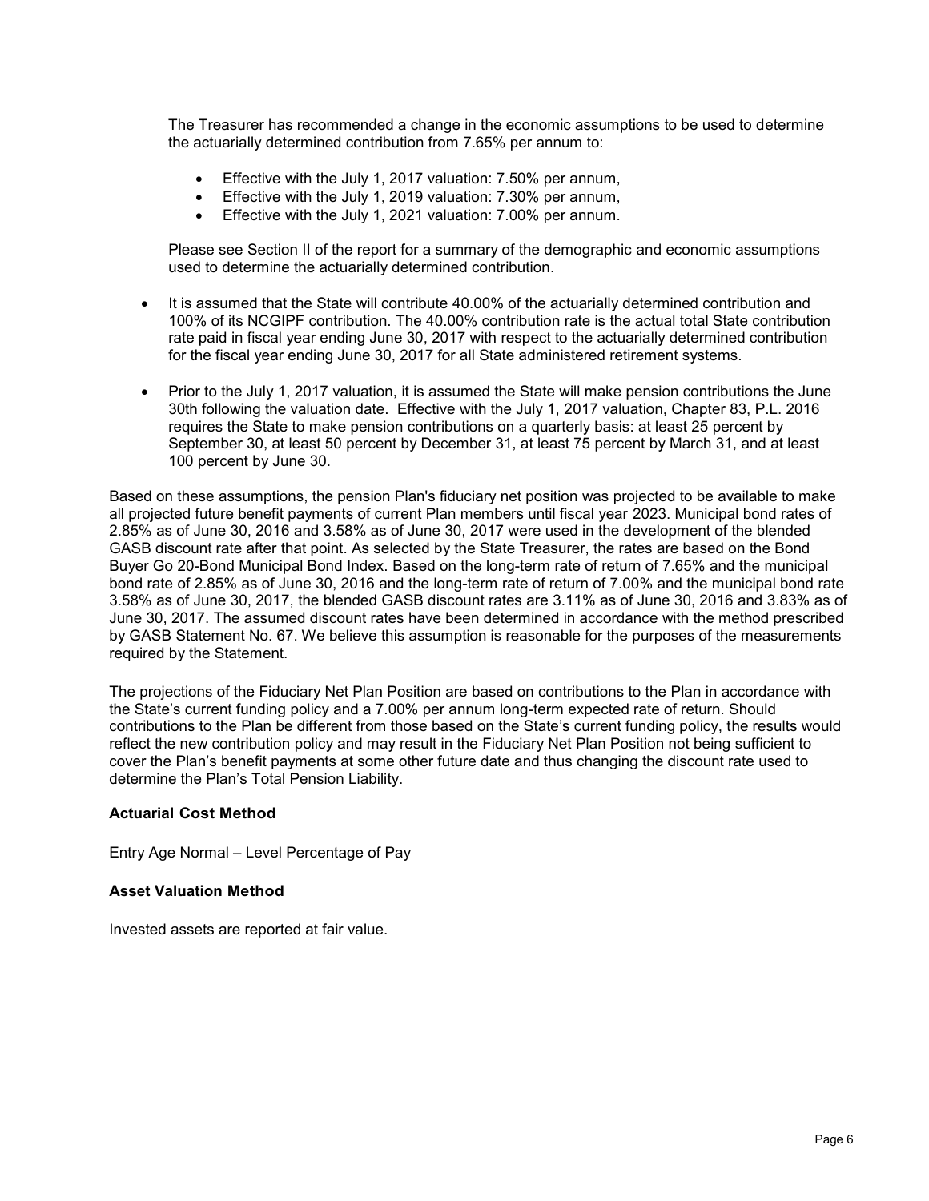The Treasurer has recommended a change in the economic assumptions to be used to determine the actuarially determined contribution from 7.65% per annum to:

- Effective with the July 1, 2017 valuation: 7.50% per annum,
- Effective with the July 1, 2019 valuation: 7.30% per annum,
- Effective with the July 1, 2021 valuation: 7.00% per annum.

Please see Section II of the report for a summary of the demographic and economic assumptions used to determine the actuarially determined contribution.

- It is assumed that the State will contribute 40.00% of the actuarially determined contribution and 100% of its NCGIPF contribution. The 40.00% contribution rate is the actual total State contribution rate paid in fiscal year ending June 30, 2017 with respect to the actuarially determined contribution for the fiscal year ending June 30, 2017 for all State administered retirement systems.
- Prior to the July 1, 2017 valuation, it is assumed the State will make pension contributions the June 30th following the valuation date. Effective with the July 1, 2017 valuation, Chapter 83, P.L. 2016 requires the State to make pension contributions on a quarterly basis: at least 25 percent by September 30, at least 50 percent by December 31, at least 75 percent by March 31, and at least 100 percent by June 30.

Based on these assumptions, the pension Plan's fiduciary net position was projected to be available to make all projected future benefit payments of current Plan members until fiscal year 2023. Municipal bond rates of 2.85% as of June 30, 2016 and 3.58% as of June 30, 2017 were used in the development of the blended GASB discount rate after that point. As selected by the State Treasurer, the rates are based on the Bond Buyer Go 20-Bond Municipal Bond Index. Based on the long-term rate of return of 7.65% and the municipal bond rate of 2.85% as of June 30, 2016 and the long-term rate of return of 7.00% and the municipal bond rate 3.58% as of June 30, 2017, the blended GASB discount rates are 3.11% as of June 30, 2016 and 3.83% as of June 30, 2017. The assumed discount rates have been determined in accordance with the method prescribed by GASB Statement No. 67. We believe this assumption is reasonable for the purposes of the measurements required by the Statement.

The projections of the Fiduciary Net Plan Position are based on contributions to the Plan in accordance with the State's current funding policy and a 7.00% per annum long-term expected rate of return. Should contributions to the Plan be different from those based on the State's current funding policy, the results would reflect the new contribution policy and may result in the Fiduciary Net Plan Position not being sufficient to cover the Plan's benefit payments at some other future date and thus changing the discount rate used to determine the Plan's Total Pension Liability.

**Actuarial Cost Method**

Entry Age Normal – Level Percentage of Pay

**Asset Valuation Method**

Invested assets are reported at fair value.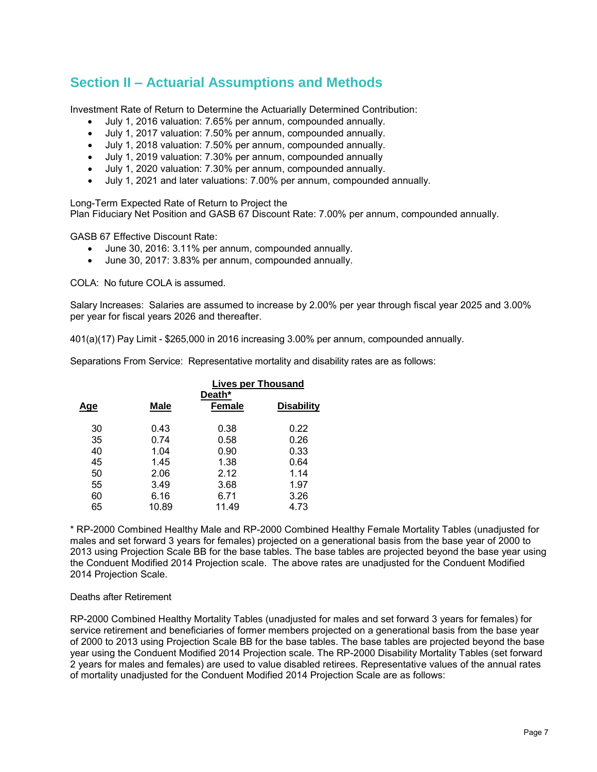## Section II – Actuarial Assumptions and Methods

Investment Rate of Return to Determine the Actuarially Determined Contribution:

- July 1, 2016 valuation: 7.65% per annum, compounded annually.
- July 1, 2017 valuation: 7.50% per annum, compounded annually.
- July 1, 2018 valuation: 7.50% per annum, compounded annually.
- July 1, 2019 valuation: 7.30% per annum, compounded annually
- July 1, 2020 valuation: 7.30% per annum, compounded annually.
- July 1, 2021 and later valuations: 7.00% per annum, compounded annually.

Long-Term Expected Rate of Return to Project the
Plan Fiduciary Net Position and GASB 67 Discount Rate: 7.00% per annum, compounded annually.

GASB 67 Effective Discount Rate:

- June 30, 2016: 3.11% per annum, compounded annually.
- June 30, 2017: 3.83% per annum, compounded annually.

COLA: No future COLA is assumed.

Salary Increases: Salaries are assumed to increase by 2.00% per year through fiscal year 2025 and 3.00% per year for fiscal years 2026 and thereafter.

401(a)(17) Pay Limit - $265,000 in 2016 increasing 3.00% per annum, compounded annually.

Separations From Service: Representative mortality and disability rates are as follows:

| | Lives per Thousand | | |
|---|---|---|---|
| | Death* | | |
| **Age** | **Male** | **Female** | **Disability** |
| 30 | 0.43 | 0.38 | 0.22 |
| 35 | 0.74 | 0.58 | 0.26 |
| 40 | 1.04 | 0.90 | 0.33 |
| 45 | 1.45 | 1.38 | 0.64 |
| 50 | 2.06 | 2.12 | 1.14 |
| 55 | 3.49 | 3.68 | 1.97 |
| 60 | 6.16 | 6.71 | 3.26 |
| 65 | 10.89 | 11.49 | 4.73 |

* RP-2000 Combined Healthy Male and RP-2000 Combined Healthy Female Mortality Tables (unadjusted for males and set forward 3 years for females) projected on a generational basis from the base year of 2000 to 2013 using Projection Scale BB for the base tables. The base tables are projected beyond the base year using the Conduent Modified 2014 Projection scale. The above rates are unadjusted for the Conduent Modified 2014 Projection Scale.

Deaths after Retirement

RP-2000 Combined Healthy Mortality Tables (unadjusted for males and set forward 3 years for females) for service retirement and beneficiaries of former members projected on a generational basis from the base year of 2000 to 2013 using Projection Scale BB for the base tables. The base tables are projected beyond the base year using the Conduent Modified 2014 Projection scale. The RP-2000 Disability Mortality Tables (set forward 2 years for males and females) are used to value disabled retirees. Representative values of the annual rates of mortality unadjusted for the Conduent Modified 2014 Projection Scale are as follows: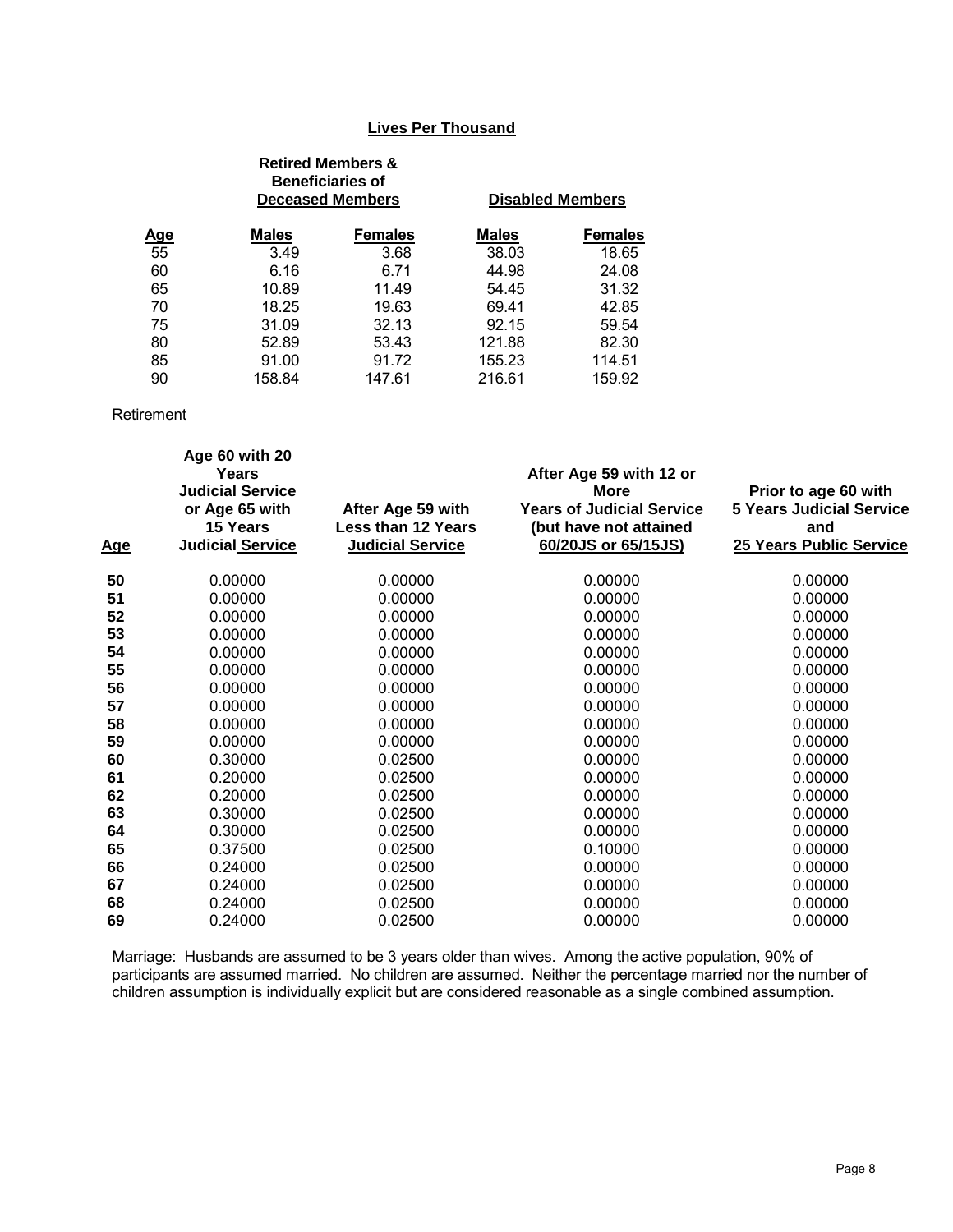**Lives Per Thousand**

| Age | Retired Members & Beneficiaries of Deceased Members | | Disabled Members | |
|---|---|---|---|---|
| | Males | Females | Males | Females |
| 55 | 3.49 | 3.68 | 38.03 | 18.65 |
| 60 | 6.16 | 6.71 | 44.98 | 24.08 |
| 65 | 10.89 | 11.49 | 54.45 | 31.32 |
| 70 | 18.25 | 19.63 | 69.41 | 42.85 |
| 75 | 31.09 | 32.13 | 92.15 | 59.54 |
| 80 | 52.89 | 53.43 | 121.88 | 82.30 |
| 85 | 91.00 | 91.72 | 155.23 | 114.51 |
| 90 | 158.84 | 147.61 | 216.61 | 159.92 |

Retirement

| Age | Age 60 with 20 Years Judicial Service or Age 65 with 15 Years Judicial Service | After Age 59 with Less than 12 Years Judicial Service | After Age 59 with 12 or More Years of Judicial Service (but have not attained 60/20JS or 65/15JS) | Prior to age 60 with 5 Years Judicial Service and 25 Years Public Service |
|---|---|---|---|---|
| **50** | 0.00000 | 0.00000 | 0.00000 | 0.00000 |
| **51** | 0.00000 | 0.00000 | 0.00000 | 0.00000 |
| **52** | 0.00000 | 0.00000 | 0.00000 | 0.00000 |
| **53** | 0.00000 | 0.00000 | 0.00000 | 0.00000 |
| **54** | 0.00000 | 0.00000 | 0.00000 | 0.00000 |
| **55** | 0.00000 | 0.00000 | 0.00000 | 0.00000 |
| **56** | 0.00000 | 0.00000 | 0.00000 | 0.00000 |
| **57** | 0.00000 | 0.00000 | 0.00000 | 0.00000 |
| **58** | 0.00000 | 0.00000 | 0.00000 | 0.00000 |
| **59** | 0.00000 | 0.00000 | 0.00000 | 0.00000 |
| **60** | 0.30000 | 0.02500 | 0.00000 | 0.00000 |
| **61** | 0.20000 | 0.02500 | 0.00000 | 0.00000 |
| **62** | 0.20000 | 0.02500 | 0.00000 | 0.00000 |
| **63** | 0.30000 | 0.02500 | 0.00000 | 0.00000 |
| **64** | 0.30000 | 0.02500 | 0.00000 | 0.00000 |
| **65** | 0.37500 | 0.02500 | 0.10000 | 0.00000 |
| **66** | 0.24000 | 0.02500 | 0.00000 | 0.00000 |
| **67** | 0.24000 | 0.02500 | 0.00000 | 0.00000 |
| **68** | 0.24000 | 0.02500 | 0.00000 | 0.00000 |
| **69** | 0.24000 | 0.02500 | 0.00000 | 0.00000 |

Marriage: Husbands are assumed to be 3 years older than wives. Among the active population, 90% of participants are assumed married. No children are assumed. Neither the percentage married nor the number of children assumption is individually explicit but are considered reasonable as a single combined assumption.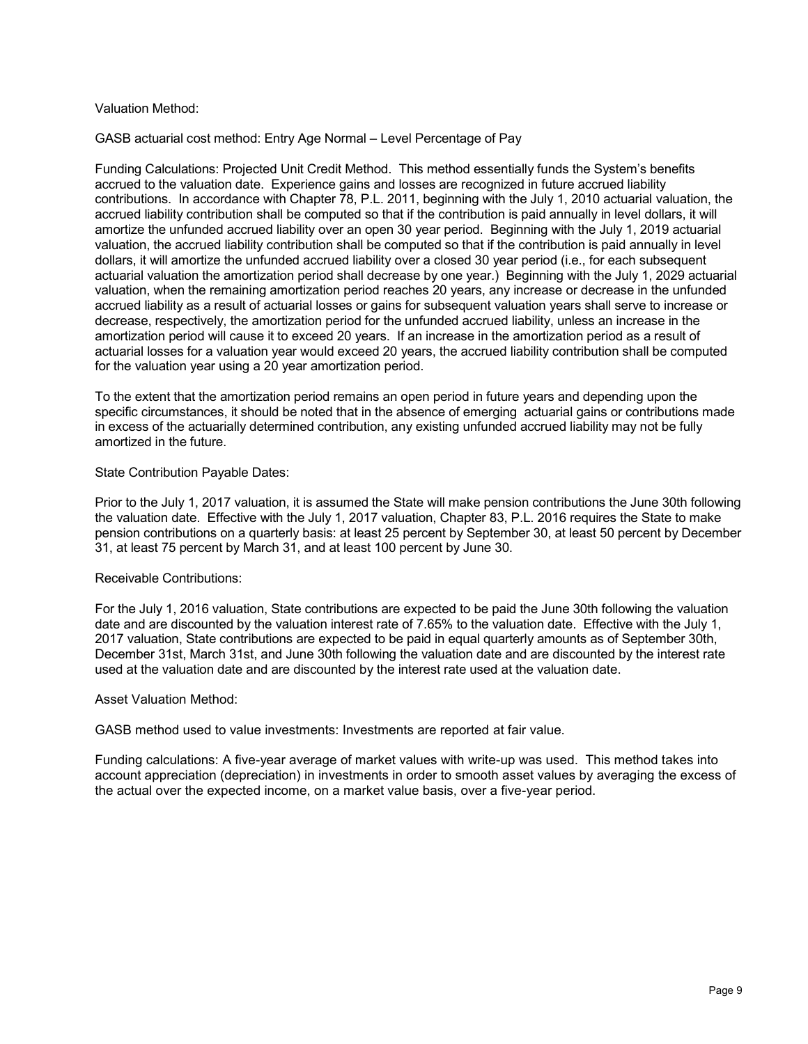Valuation Method:

GASB actuarial cost method: Entry Age Normal – Level Percentage of Pay

Funding Calculations: Projected Unit Credit Method. This method essentially funds the System's benefits accrued to the valuation date. Experience gains and losses are recognized in future accrued liability contributions. In accordance with Chapter 78, P.L. 2011, beginning with the July 1, 2010 actuarial valuation, the accrued liability contribution shall be computed so that if the contribution is paid annually in level dollars, it will amortize the unfunded accrued liability over an open 30 year period. Beginning with the July 1, 2019 actuarial valuation, the accrued liability contribution shall be computed so that if the contribution is paid annually in level dollars, it will amortize the unfunded accrued liability over a closed 30 year period (i.e., for each subsequent actuarial valuation the amortization period shall decrease by one year.) Beginning with the July 1, 2029 actuarial valuation, when the remaining amortization period reaches 20 years, any increase or decrease in the unfunded accrued liability as a result of actuarial losses or gains for subsequent valuation years shall serve to increase or decrease, respectively, the amortization period for the unfunded accrued liability, unless an increase in the amortization period will cause it to exceed 20 years. If an increase in the amortization period as a result of actuarial losses for a valuation year would exceed 20 years, the accrued liability contribution shall be computed for the valuation year using a 20 year amortization period.

To the extent that the amortization period remains an open period in future years and depending upon the specific circumstances, it should be noted that in the absence of emerging actuarial gains or contributions made in excess of the actuarially determined contribution, any existing unfunded accrued liability may not be fully amortized in the future.

State Contribution Payable Dates:

Prior to the July 1, 2017 valuation, it is assumed the State will make pension contributions the June 30th following the valuation date. Effective with the July 1, 2017 valuation, Chapter 83, P.L. 2016 requires the State to make pension contributions on a quarterly basis: at least 25 percent by September 30, at least 50 percent by December 31, at least 75 percent by March 31, and at least 100 percent by June 30.

Receivable Contributions:

For the July 1, 2016 valuation, State contributions are expected to be paid the June 30th following the valuation date and are discounted by the valuation interest rate of 7.65% to the valuation date. Effective with the July 1, 2017 valuation, State contributions are expected to be paid in equal quarterly amounts as of September 30th, December 31st, March 31st, and June 30th following the valuation date and are discounted by the interest rate used at the valuation date and are discounted by the interest rate used at the valuation date.

Asset Valuation Method:

GASB method used to value investments: Investments are reported at fair value.

Funding calculations: A five-year average of market values with write-up was used. This method takes into account appreciation (depreciation) in investments in order to smooth asset values by averaging the excess of the actual over the expected income, on a market value basis, over a five-year period.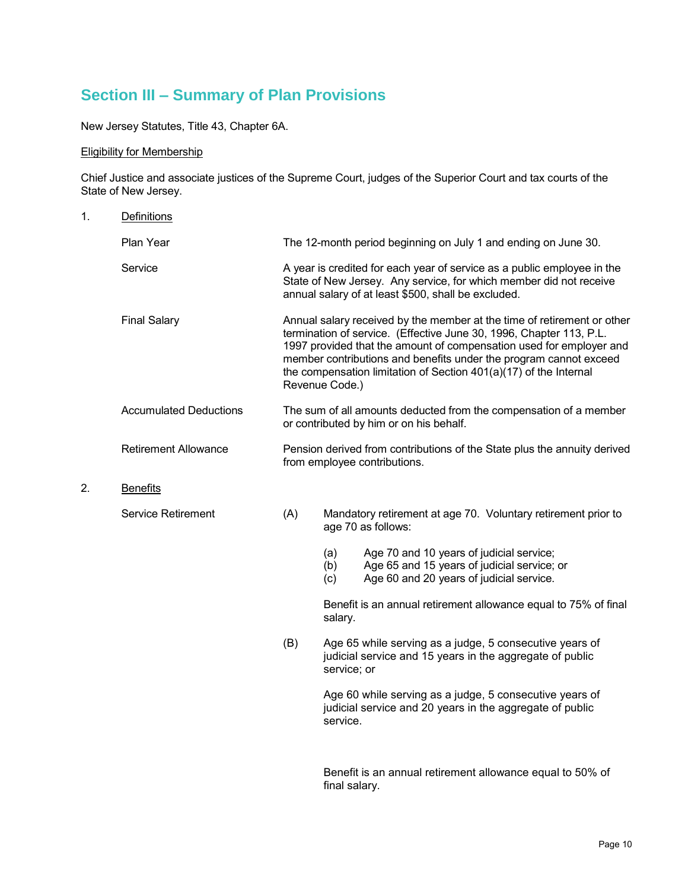## Section III – Summary of Plan Provisions

New Jersey Statutes, Title 43, Chapter 6A.

<u>Eligibility for Membership</u>

Chief Justice and associate justices of the Supreme Court, judges of the Superior Court and tax courts of the State of New Jersey.

1. <u>Definitions</u>

| | |
|---|---|
| Plan Year | The 12-month period beginning on July 1 and ending on June 30. |
| Service | A year is credited for each year of service as a public employee in the State of New Jersey. Any service, for which member did not receive annual salary of at least $500, shall be excluded. |
| Final Salary | Annual salary received by the member at the time of retirement or other termination of service. (Effective June 30, 1996, Chapter 113, P.L. 1997 provided that the amount of compensation used for employer and member contributions and benefits under the program cannot exceed the compensation limitation of Section 401(a)(17) of the Internal Revenue Code.) |
| Accumulated Deductions | The sum of all amounts deducted from the compensation of a member or contributed by him or on his behalf. |
| Retirement Allowance | Pension derived from contributions of the State plus the annuity derived from employee contributions. |

2. <u>Benefits</u>

Service Retirement

(A) Mandatory retirement at age 70. Voluntary retirement prior to age 70 as follows:

(a) Age 70 and 10 years of judicial service;
(b) Age 65 and 15 years of judicial service; or
(c) Age 60 and 20 years of judicial service.

Benefit is an annual retirement allowance equal to 75% of final salary.

(B) Age 65 while serving as a judge, 5 consecutive years of judicial service and 15 years in the aggregate of public service; or

Age 60 while serving as a judge, 5 consecutive years of judicial service and 20 years in the aggregate of public service.

Benefit is an annual retirement allowance equal to 50% of final salary.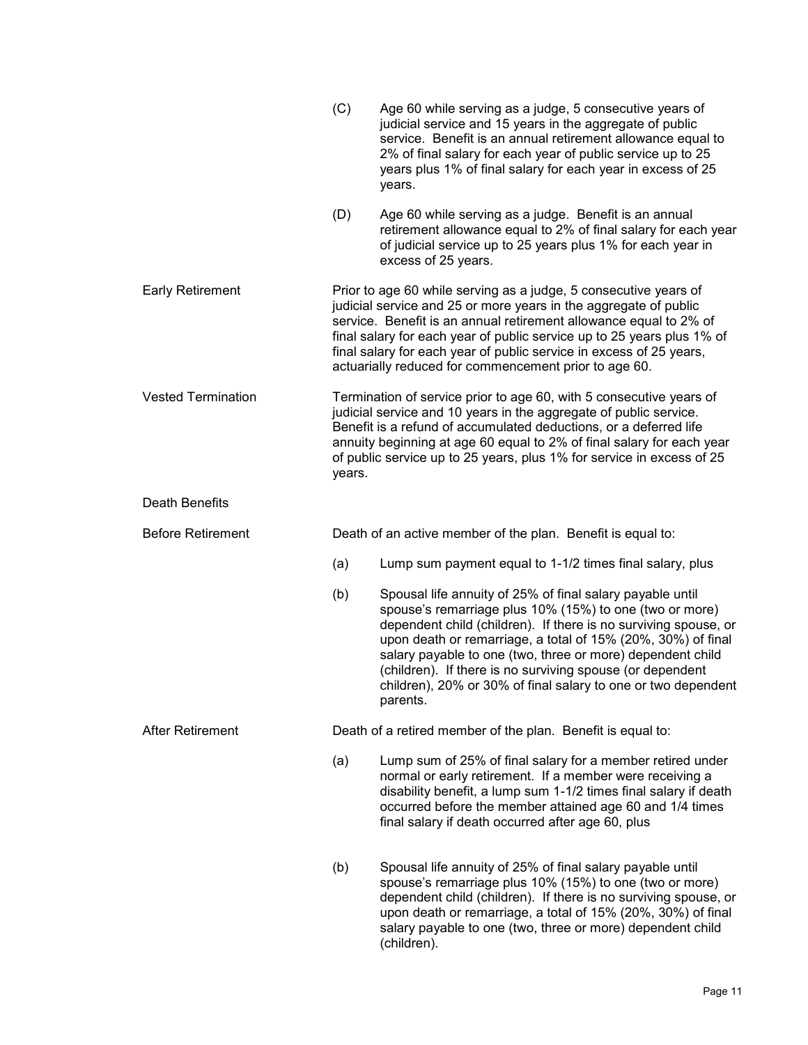(C) Age 60 while serving as a judge, 5 consecutive years of judicial service and 15 years in the aggregate of public service. Benefit is an annual retirement allowance equal to 2% of final salary for each year of public service up to 25 years plus 1% of final salary for each year in excess of 25 years.

(D) Age 60 while serving as a judge. Benefit is an annual retirement allowance equal to 2% of final salary for each year of judicial service up to 25 years plus 1% for each year in excess of 25 years.

**Early Retirement**

Prior to age 60 while serving as a judge, 5 consecutive years of judicial service and 25 or more years in the aggregate of public service. Benefit is an annual retirement allowance equal to 2% of final salary for each year of public service up to 25 years plus 1% of final salary for each year of public service in excess of 25 years, actuarially reduced for commencement prior to age 60.

**Vested Termination**

Termination of service prior to age 60, with 5 consecutive years of judicial service and 10 years in the aggregate of public service. Benefit is a refund of accumulated deductions, or a deferred life annuity beginning at age 60 equal to 2% of final salary for each year of public service up to 25 years, plus 1% for service in excess of 25 years.

**Death Benefits**

**Before Retirement**

Death of an active member of the plan. Benefit is equal to:

(a) Lump sum payment equal to 1-1/2 times final salary, plus

(b) Spousal life annuity of 25% of final salary payable until spouse's remarriage plus 10% (15%) to one (two or more) dependent child (children). If there is no surviving spouse, or upon death or remarriage, a total of 15% (20%, 30%) of final salary payable to one (two, three or more) dependent child (children). If there is no surviving spouse (or dependent children), 20% or 30% of final salary to one or two dependent parents.

**After Retirement**

Death of a retired member of the plan. Benefit is equal to:

(a) Lump sum of 25% of final salary for a member retired under normal or early retirement. If a member were receiving a disability benefit, a lump sum 1-1/2 times final salary if death occurred before the member attained age 60 and 1/4 times final salary if death occurred after age 60, plus

(b) Spousal life annuity of 25% of final salary payable until spouse's remarriage plus 10% (15%) to one (two or more) dependent child (children). If there is no surviving spouse, or upon death or remarriage, a total of 15% (20%, 30%) of final salary payable to one (two, three or more) dependent child (children).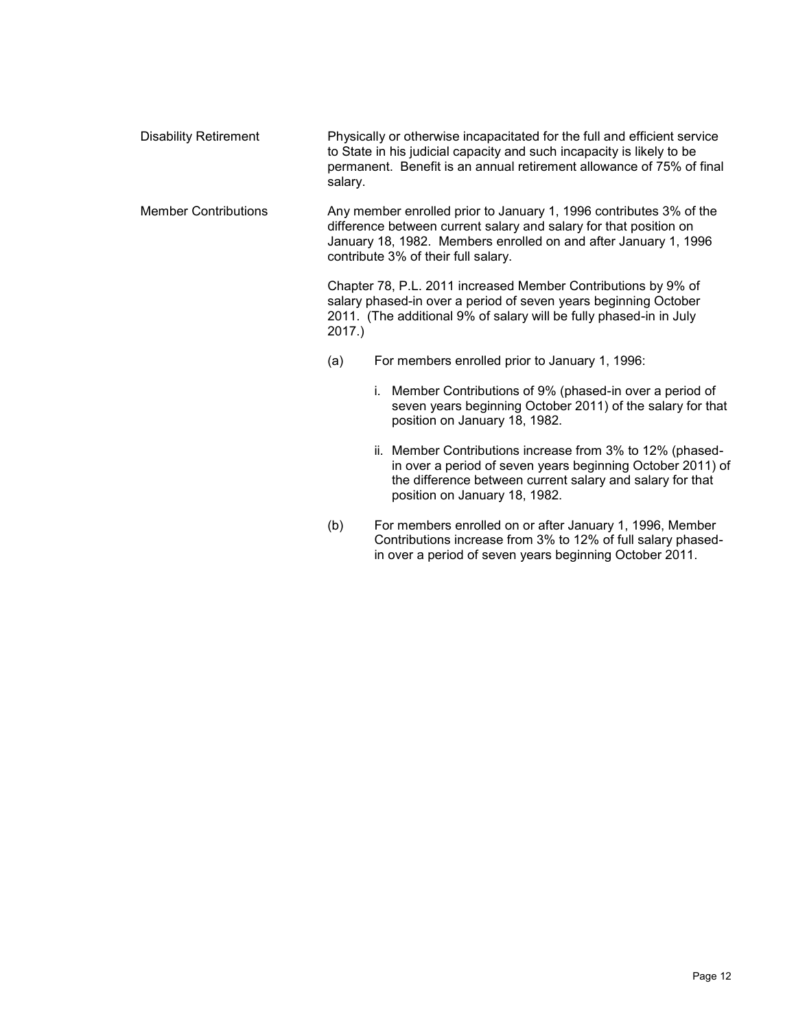**Disability Retirement**

Physically or otherwise incapacitated for the full and efficient service to State in his judicial capacity and such incapacity is likely to be permanent. Benefit is an annual retirement allowance of 75% of final salary.

**Member Contributions**

Any member enrolled prior to January 1, 1996 contributes 3% of the difference between current salary and salary for that position on January 18, 1982. Members enrolled on and after January 1, 1996 contribute 3% of their full salary.

Chapter 78, P.L. 2011 increased Member Contributions by 9% of salary phased-in over a period of seven years beginning October 2011. (The additional 9% of salary will be fully phased-in in July 2017.)

(a) For members enrolled prior to January 1, 1996:

- i. Member Contributions of 9% (phased-in over a period of seven years beginning October 2011) of the salary for that position on January 18, 1982.
- ii. Member Contributions increase from 3% to 12% (phased-in over a period of seven years beginning October 2011) of the difference between current salary and salary for that position on January 18, 1982.

(b) For members enrolled on or after January 1, 1996, Member Contributions increase from 3% to 12% of full salary phased-in over a period of seven years beginning October 2011.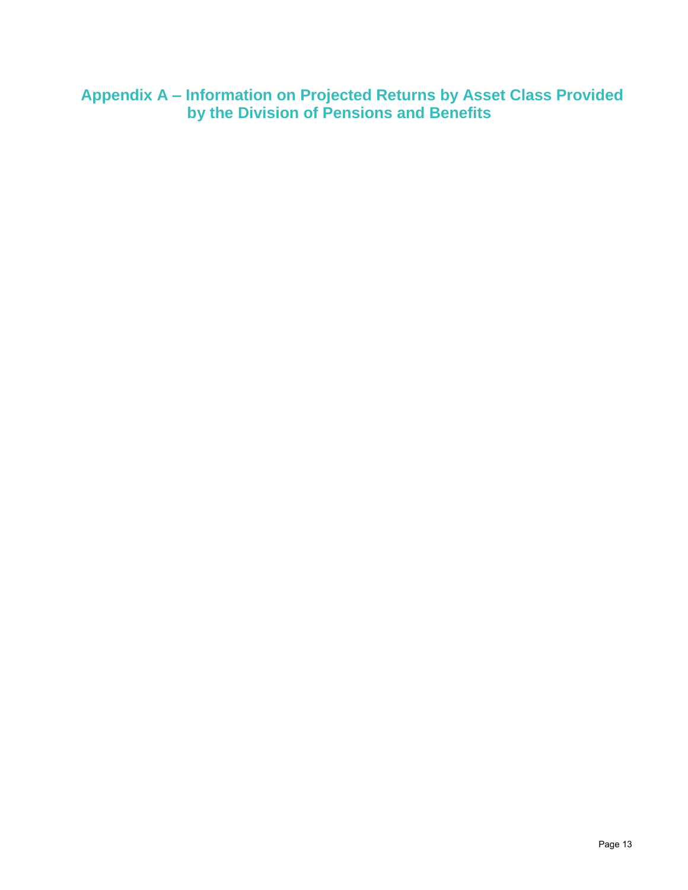# Appendix A – Information on Projected Returns by Asset Class Provided by the Division of Pensions and Benefits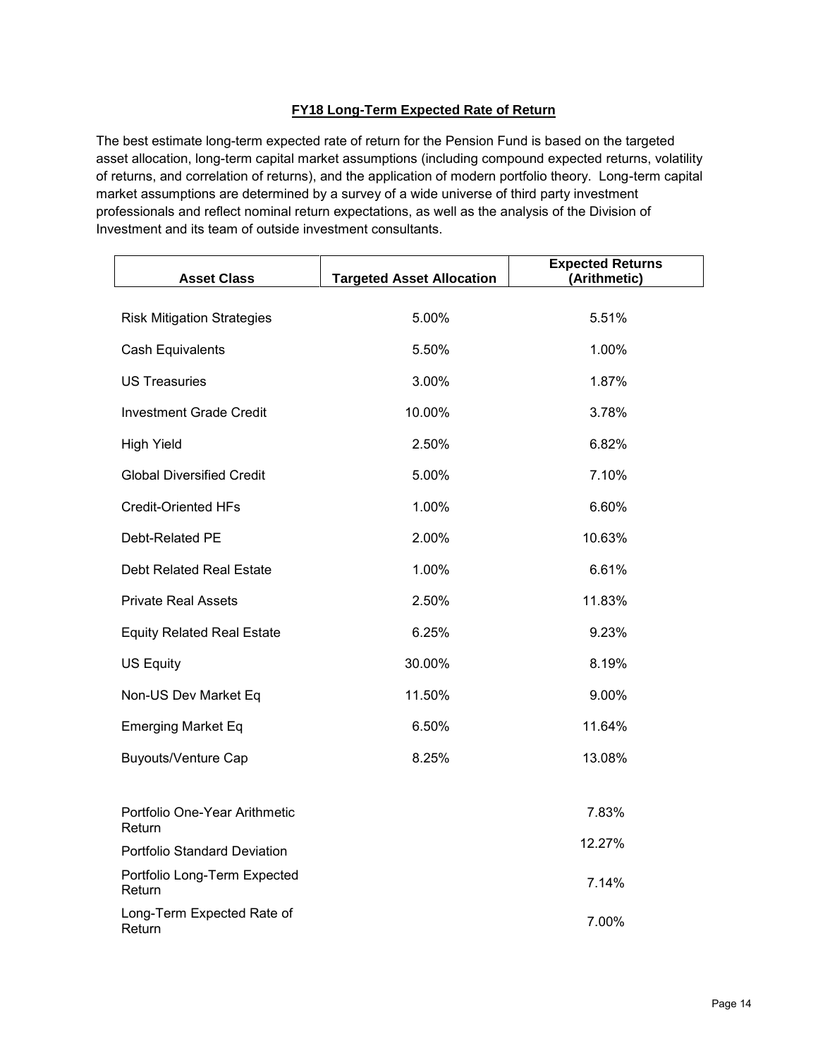## FY18 Long-Term Expected Rate of Return

The best estimate long-term expected rate of return for the Pension Fund is based on the targeted asset allocation, long-term capital market assumptions (including compound expected returns, volatility of returns, and correlation of returns), and the application of modern portfolio theory. Long-term capital market assumptions are determined by a survey of a wide universe of third party investment professionals and reflect nominal return expectations, as well as the analysis of the Division of Investment and its team of outside investment consultants.

| Asset Class | Targeted Asset Allocation | Expected Returns (Arithmetic) |
|---|---|---|
| Risk Mitigation Strategies | 5.00% | 5.51% |
| Cash Equivalents | 5.50% | 1.00% |
| US Treasuries | 3.00% | 1.87% |
| Investment Grade Credit | 10.00% | 3.78% |
| High Yield | 2.50% | 6.82% |
| Global Diversified Credit | 5.00% | 7.10% |
| Credit-Oriented HFs | 1.00% | 6.60% |
| Debt-Related PE | 2.00% | 10.63% |
| Debt Related Real Estate | 1.00% | 6.61% |
| Private Real Assets | 2.50% | 11.83% |
| Equity Related Real Estate | 6.25% | 9.23% |
| US Equity | 30.00% | 8.19% |
| Non-US Dev Market Eq | 11.50% | 9.00% |
| Emerging Market Eq | 6.50% | 11.64% |
| Buyouts/Venture Cap | 8.25% | 13.08% |
| | | |
| Portfolio One-Year Arithmetic Return | | 7.83% |
| Portfolio Standard Deviation | | 12.27% |
| Portfolio Long-Term Expected Return | | 7.14% |
| Long-Term Expected Rate of Return | | 7.00% |